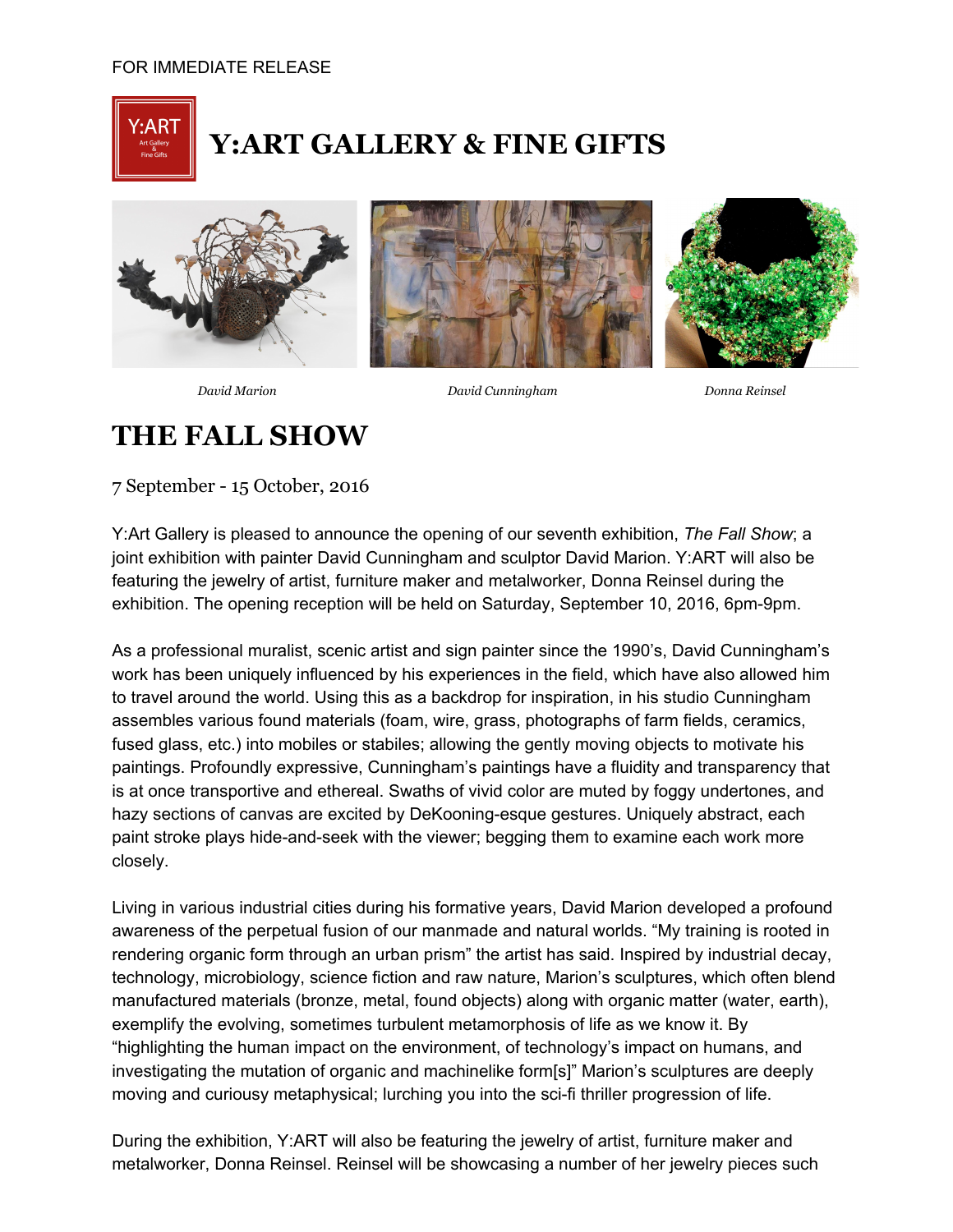FOR IMMEDIATE RELEASE

# Y:ART GALLERY & FINE GIFTS

*David Marion* *David Cunningham* *Donna Reinsel*

## THE FALL SHOW

7 September - 15 October, 2016

Y:Art Gallery is pleased to announce the opening of our seventh exhibition, *The Fall Show*; a joint exhibition with painter David Cunningham and sculptor David Marion. Y:ART will also be featuring the jewelry of artist, furniture maker and metalworker, Donna Reinsel during the exhibition. The opening reception will be held on Saturday, September 10, 2016, 6pm-9pm.

As a professional muralist, scenic artist and sign painter since the 1990's, David Cunningham's work has been uniquely influenced by his experiences in the field, which have also allowed him to travel around the world. Using this as a backdrop for inspiration, in his studio Cunningham assembles various found materials (foam, wire, grass, photographs of farm fields, ceramics, fused glass, etc.) into mobiles or stabiles; allowing the gently moving objects to motivate his paintings. Profoundly expressive, Cunningham's paintings have a fluidity and transparency that is at once transportive and ethereal. Swaths of vivid color are muted by foggy undertones, and hazy sections of canvas are excited by DeKooning-esque gestures. Uniquely abstract, each paint stroke plays hide-and-seek with the viewer; begging them to examine each work more closely.

Living in various industrial cities during his formative years, David Marion developed a profound awareness of the perpetual fusion of our manmade and natural worlds. "My training is rooted in rendering organic form through an urban prism" the artist has said. Inspired by industrial decay, technology, microbiology, science fiction and raw nature, Marion's sculptures, which often blend manufactured materials (bronze, metal, found objects) along with organic matter (water, earth), exemplify the evolving, sometimes turbulent metamorphosis of life as we know it. By "highlighting the human impact on the environment, of technology's impact on humans, and investigating the mutation of organic and machinelike form[s]" Marion's sculptures are deeply moving and curiousy metaphysical; lurching you into the sci-fi thriller progression of life.

During the exhibition, Y:ART will also be featuring the jewelry of artist, furniture maker and metalworker, Donna Reinsel. Reinsel will be showcasing a number of her jewelry pieces such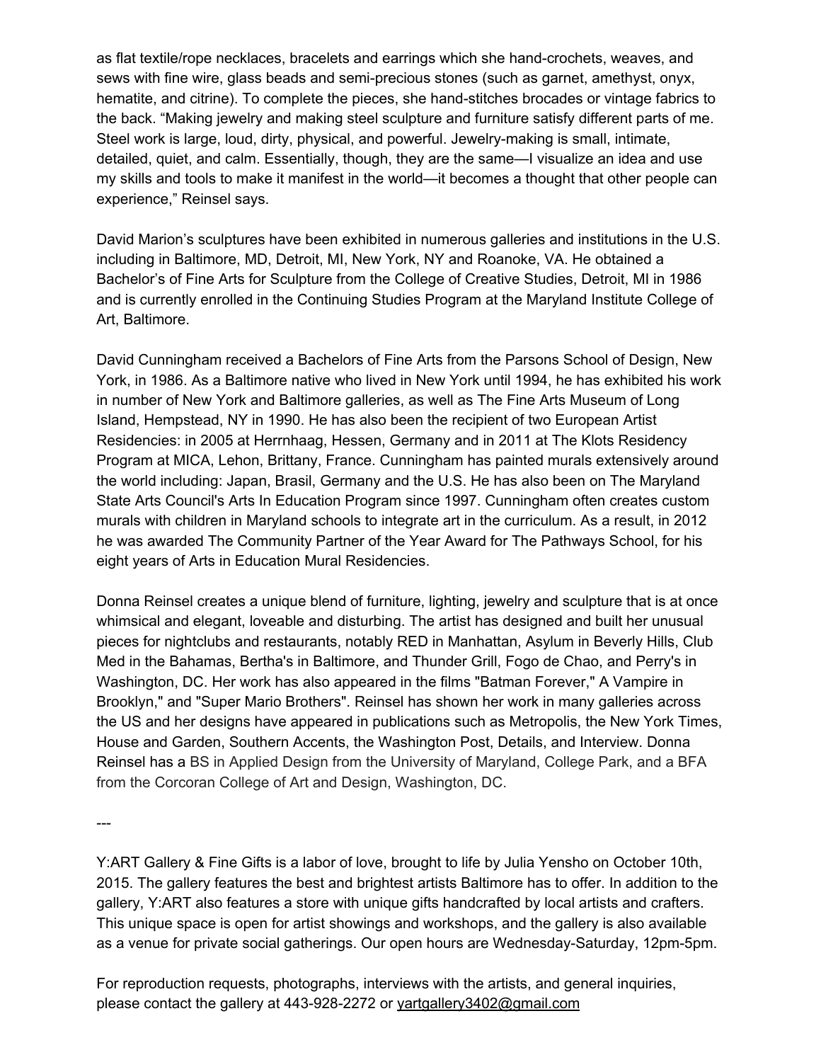as flat textile/rope necklaces, bracelets and earrings which she hand-crochets, weaves, and sews with fine wire, glass beads and semi-precious stones (such as garnet, amethyst, onyx, hematite, and citrine). To complete the pieces, she hand-stitches brocades or vintage fabrics to the back. "Making jewelry and making steel sculpture and furniture satisfy different parts of me. Steel work is large, loud, dirty, physical, and powerful. Jewelry-making is small, intimate, detailed, quiet, and calm. Essentially, though, they are the same—I visualize an idea and use my skills and tools to make it manifest in the world—it becomes a thought that other people can experience," Reinsel says.

David Marion's sculptures have been exhibited in numerous galleries and institutions in the U.S. including in Baltimore, MD, Detroit, MI, New York, NY and Roanoke, VA. He obtained a Bachelor's of Fine Arts for Sculpture from the College of Creative Studies, Detroit, MI in 1986 and is currently enrolled in the Continuing Studies Program at the Maryland Institute College of Art, Baltimore.

David Cunningham received a Bachelors of Fine Arts from the Parsons School of Design, New York, in 1986. As a Baltimore native who lived in New York until 1994, he has exhibited his work in number of New York and Baltimore galleries, as well as The Fine Arts Museum of Long Island, Hempstead, NY in 1990. He has also been the recipient of two European Artist Residencies: in 2005 at Herrnhaag, Hessen, Germany and in 2011 at The Klots Residency Program at MICA, Lehon, Brittany, France. Cunningham has painted murals extensively around the world including: Japan, Brasil, Germany and the U.S. He has also been on The Maryland State Arts Council's Arts In Education Program since 1997. Cunningham often creates custom murals with children in Maryland schools to integrate art in the curriculum. As a result, in 2012 he was awarded The Community Partner of the Year Award for The Pathways School, for his eight years of Arts in Education Mural Residencies.

Donna Reinsel creates a unique blend of furniture, lighting, jewelry and sculpture that is at once whimsical and elegant, loveable and disturbing. The artist has designed and built her unusual pieces for nightclubs and restaurants, notably RED in Manhattan, Asylum in Beverly Hills, Club Med in the Bahamas, Bertha's in Baltimore, and Thunder Grill, Fogo de Chao, and Perry's in Washington, DC. Her work has also appeared in the films "Batman Forever," A Vampire in Brooklyn," and "Super Mario Brothers". Reinsel has shown her work in many galleries across the US and her designs have appeared in publications such as Metropolis, the New York Times, House and Garden, Southern Accents, the Washington Post, Details, and Interview. Donna Reinsel has a BS in Applied Design from the University of Maryland, College Park, and a BFA from the Corcoran College of Art and Design, Washington, DC.

---

Y:ART Gallery & Fine Gifts is a labor of love, brought to life by Julia Yensho on October 10th, 2015. The gallery features the best and brightest artists Baltimore has to offer. In addition to the gallery, Y:ART also features a store with unique gifts handcrafted by local artists and crafters. This unique space is open for artist showings and workshops, and the gallery is also available as a venue for private social gatherings. Our open hours are Wednesday-Saturday, 12pm-5pm.

For reproduction requests, photographs, interviews with the artists, and general inquiries, please contact the gallery at 443-928-2272 or yartgallery3402@gmail.com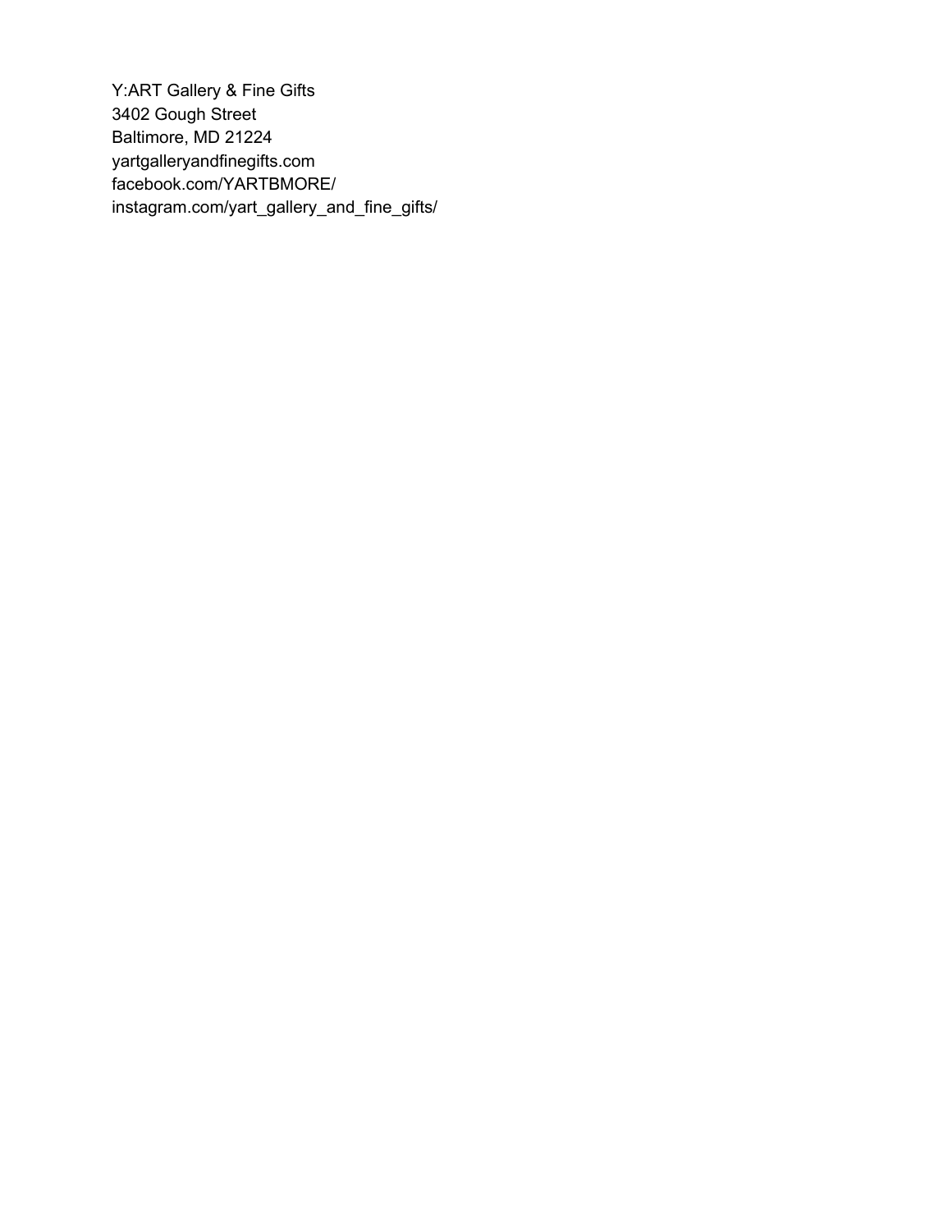Y:ART Gallery & Fine Gifts
3402 Gough Street
Baltimore, MD 21224
yartgalleryandfinegifts.com
facebook.com/YARTBMORE/
instagram.com/yart_gallery_and_fine_gifts/